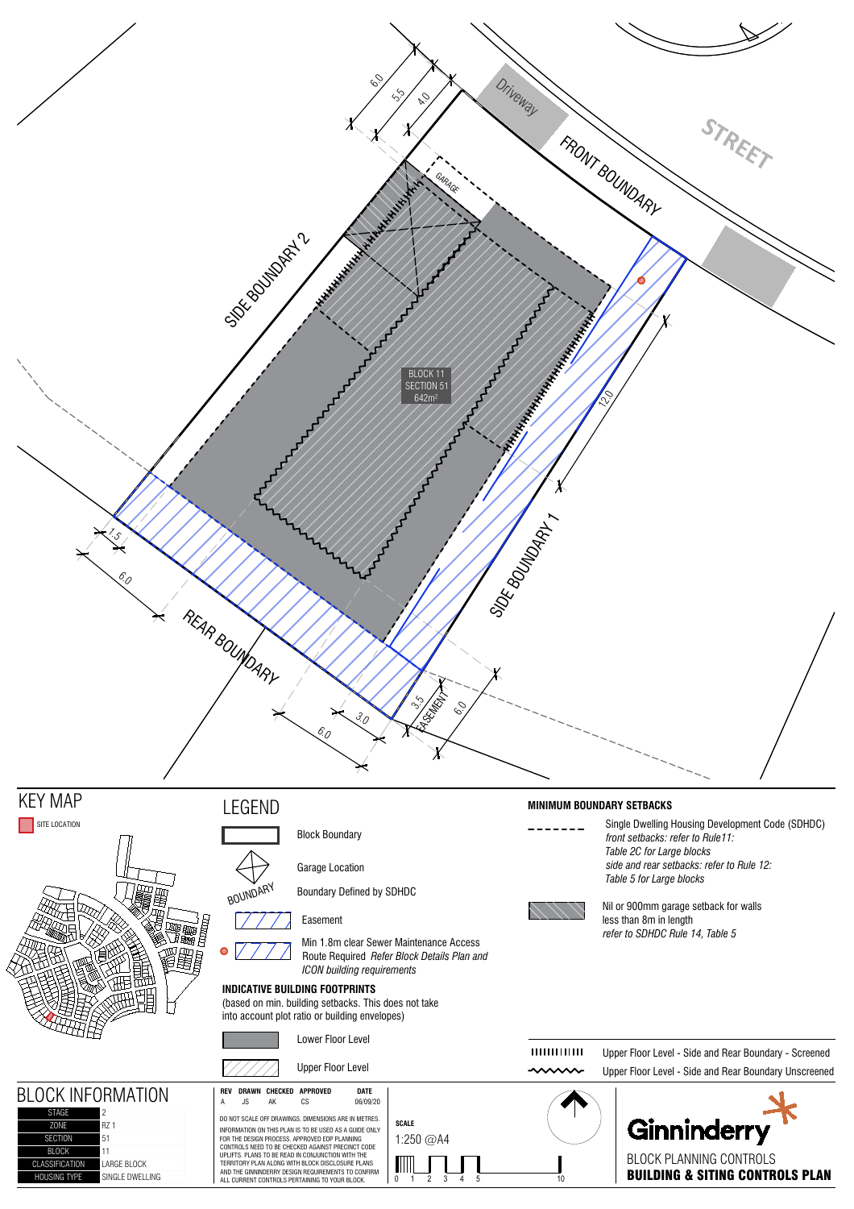FRONT BOUNDARY

STREET

Driveway

GARAGE

SIDE BOUNDARY 2

SIDE BOUNDARY 1

REAR BOUNDARY

EASEMENT

BLOCK 11
SECTION 51
642m²

6.0 5.5 4.0 12.0 1.5 6.0 3.0 6.0 3.5 6.0

## KEY MAP

SITE LOCATION

## LEGEND

- Block Boundary
- Garage Location
- BOUNDARY — Boundary Defined by SDHDC
- Easement
- Min 1.8m clear Sewer Maintenance Access Route Required *Refer Block Details Plan and ICON building requirements*

**INDICATIVE BUILDING FOOTPRINTS**
(based on min. building setbacks. This does not take into account plot ratio or building envelopes)

- Lower Floor Level
- Upper Floor Level

**MINIMUM BOUNDARY SETBACKS**

- Single Dwelling Housing Development Code (SDHDC)
  *front setbacks: refer to Rule11: Table 2C for Large blocks*
  *side and rear setbacks: refer to Rule 12: Table 5 for Large blocks*
- Nil or 900mm garage setback for walls less than 8m in length
  *refer to SDHDC Rule 14, Table 5*
- Upper Floor Level - Side and Rear Boundary - Screened
- Upper Floor Level - Side and Rear Boundary Unscreened

## BLOCK INFORMATION

| | |
|---|---|
| STAGE | 2 |
| ZONE | RZ 1 |
| SECTION | 51 |
| BLOCK | 11 |
| CLASSIFICATION | LARGE BLOCK |
| HOUSING TYPE | SINGLE DWELLING |

| REV | DRAWN | CHECKED | APPROVED | DATE |
|---|---|---|---|---|
| A | JS | AK | CS | 06/09/20 |

DO NOT SCALE OFF DRAWINGS. DIMENSIONS ARE IN METRES.
INFORMATION ON THIS PLAN IS TO BE USED AS A GUIDE ONLY FOR THE DESIGN PROCESS. APPROVED EDP PLANNING CONTROLS NEED TO BE CHECKED AGAINST PRECINCT CODE UPLIFTS. PLANS TO BE READ IN CONJUNCTION WITH THE TERRITORY PLAN ALONG WITH BLOCK DISCLOSURE PLANS AND THE GINNINDERRY DESIGN REQUIREMENTS TO CONFIRM ALL CURRENT CONTROLS PERTAINING TO YOUR BLOCK.

**SCALE**
1:250 @A4

0 1 2 3 4 5 10

Ginninderry

BLOCK PLANNING CONTROLS
**BUILDING & SITING CONTROLS PLAN**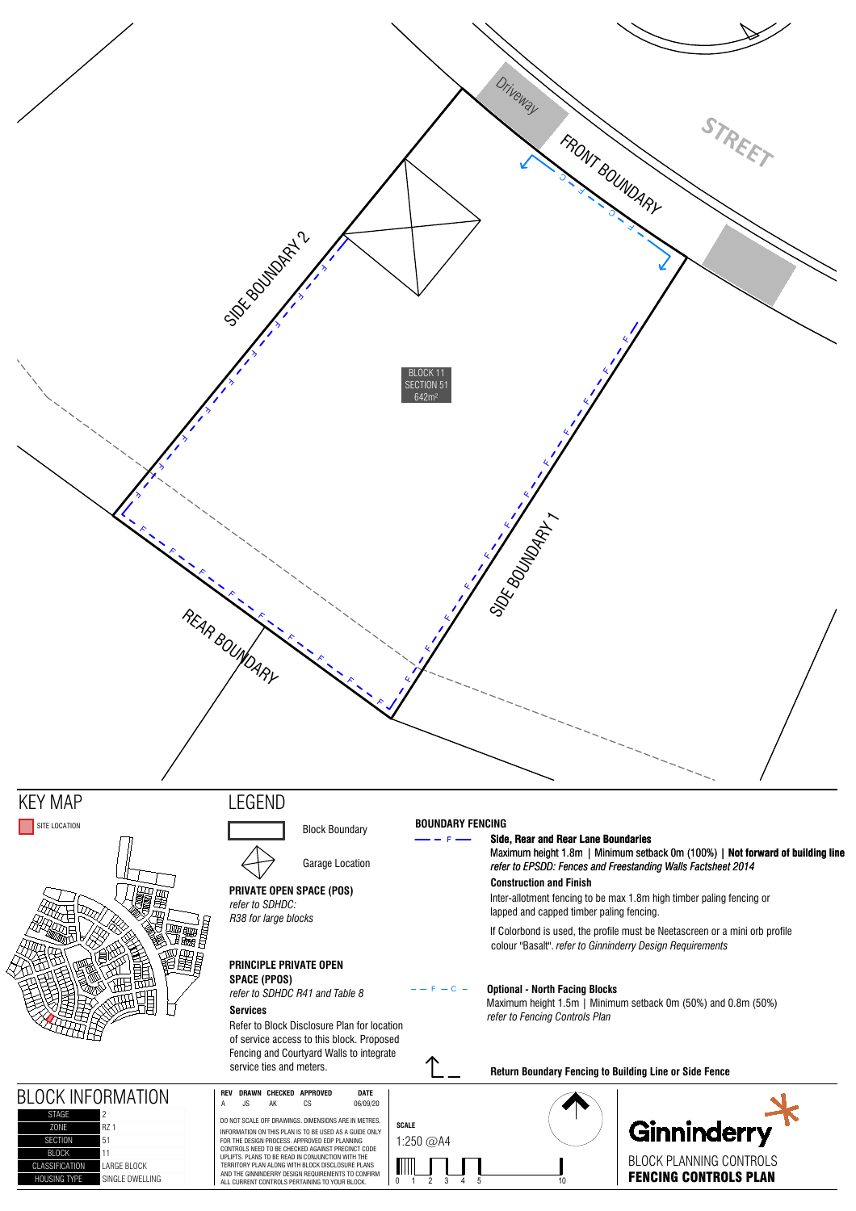Driveway

STREET

FRONT BOUNDARY

SIDE BOUNDARY 2

SIDE BOUNDARY 1

REAR BOUNDARY

BLOCK 11
SECTION 51
642m²

## KEY MAP

SITE LOCATION

## LEGEND

Block Boundary

Garage Location

**PRIVATE OPEN SPACE (POS)**
*refer to SDHDC:*
*R38 for large blocks*

**PRINCIPLE PRIVATE OPEN SPACE (PPOS)**
*refer to SDHDC R41 and Table 8*

**Services**
Refer to Block Disclosure Plan for location of service access to this block. Proposed Fencing and Courtyard Walls to integrate service ties and meters.

**BOUNDARY FENCING**

**Side, Rear and Rear Lane Boundaries**
Maximum height 1.8m | Minimum setback 0m (100%) | **Not forward of building line**
*refer to EPSDD: Fences and Freestanding Walls Factsheet 2014*

**Construction and Finish**
Inter-allotment fencing to be max 1.8m high timber paling fencing or lapped and capped timber paling fencing.

If Colorbond is used, the profile must be Neetascreen or a mini orb profile colour "Basalt". *refer to Ginninderry Design Requirements*

**Optional - North Facing Blocks**
Maximum height 1.5m | Minimum setback 0m (50%) and 0.8m (50%)
*refer to Fencing Controls Plan*

**Return Boundary Fencing to Building Line or Side Fence**

## BLOCK INFORMATION

| | |
|---|---|
| STAGE | 2 |
| ZONE | RZ 1 |
| SECTION | 51 |
| BLOCK | 11 |
| CLASSIFICATION | LARGE BLOCK |
| HOUSING TYPE | SINGLE DWELLING |

| REV | DRAWN | CHECKED | APPROVED | DATE |
|---|---|---|---|---|
| A | JS | AK | CS | 06/09/20 |

DO NOT SCALE OFF DRAWINGS. DIMENSIONS ARE IN METRES.
INFORMATION ON THIS PLAN IS TO BE USED AS A GUIDE ONLY FOR THE DESIGN PROCESS. APPROVED EDP PLANNING CONTROLS NEED TO BE CHECKED AGAINST PRECINCT CODE UPLIFTS. PLANS TO BE READ IN CONJUNCTION WITH THE TERRITORY PLAN ALONG WITH BLOCK DISCLOSURE PLANS AND THE GINNINDERRY DESIGN REQUIREMENTS TO CONFIRM ALL CURRENT CONTROLS PERTAINING TO YOUR BLOCK.

**SCALE**
1:250 @A4

0 1 2 3 4 5 10

Ginninderry

BLOCK PLANNING CONTROLS
**FENCING CONTROLS PLAN**